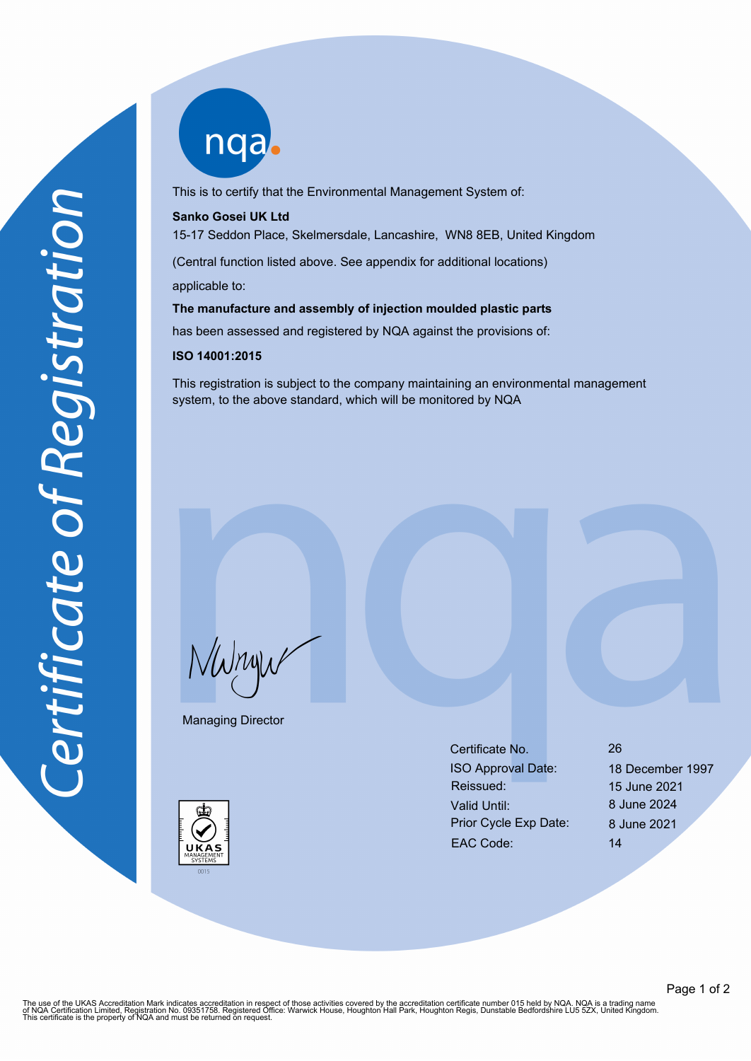# Certificate of Registration

nqa

This is to certify that the Environmental Management System of:

**Sanko Gosei UK Ltd**
15-17 Seddon Place, Skelmersdale, Lancashire, WN8 8EB, United Kingdom

(Central function listed above. See appendix for additional locations)

applicable to:

**The manufacture and assembly of injection moulded plastic parts**

has been assessed and registered by NQA against the provisions of:

**ISO 14001:2015**

This registration is subject to the company maintaining an environmental management system, to the above standard, which will be monitored by NQA

Managing Director

| | |
|---|---|
| Certificate No. | 26 |
| ISO Approval Date: | 18 December 1997 |
| Reissued: | 15 June 2021 |
| Valid Until: | 8 June 2024 |
| Prior Cycle Exp Date: | 8 June 2021 |
| EAC Code: | 14 |

UKAS MANAGEMENT SYSTEMS 0015

The use of the UKAS Accreditation Mark indicates accreditation in respect of those activities covered by the accreditation certificate number 015 held by NQA. NQA is a trading name of NQA Certification Limited, Registration No. 09351758. Registered Office: Warwick House, Houghton Hall Park, Houghton Regis, Dunstable Bedfordshire LU5 5ZX, United Kingdom. This certificate is the property of NQA and must be returned on request.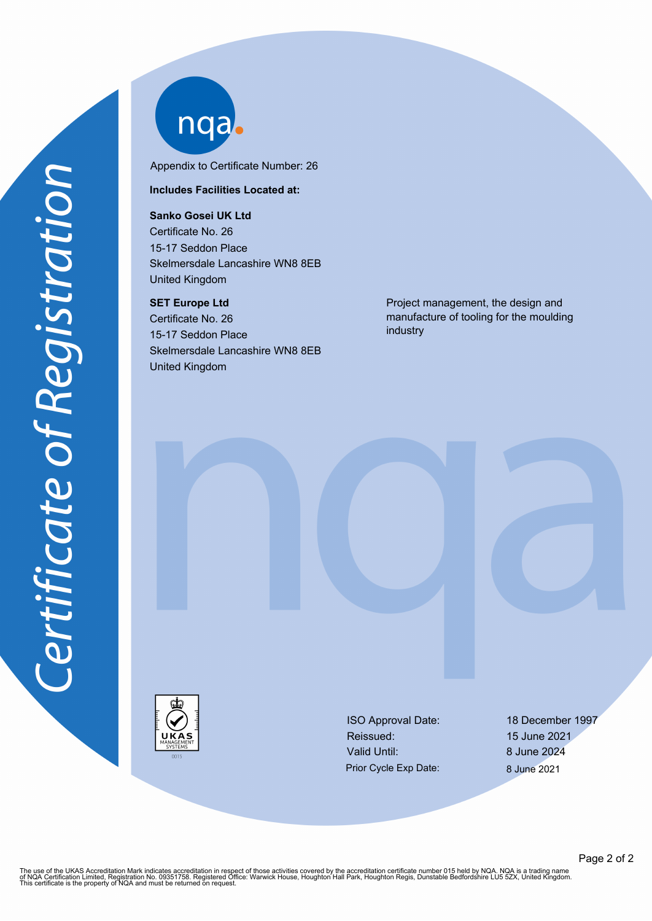*Certificate of Registration*

nqa

Appendix to Certificate Number: 26

**Includes Facilities Located at:**

**Sanko Gosei UK Ltd**
Certificate No. 26
15-17 Seddon Place
Skelmersdale Lancashire WN8 8EB
United Kingdom

**SET Europe Ltd**
Certificate No. 26
15-17 Seddon Place
Skelmersdale Lancashire WN8 8EB
United Kingdom

Project management, the design and manufacture of tooling for the moulding industry

UKAS MANAGEMENT SYSTEMS 0015

| | |
|---|---|
| ISO Approval Date: | 18 December 1997 |
| Reissued: | 15 June 2021 |
| Valid Until: | 8 June 2024 |
| Prior Cycle Exp Date: | 8 June 2021 |

The use of the UKAS Accreditation Mark indicates accreditation in respect of those activities covered by the accreditation certificate number 015 held by NQA. NQA is a trading name of NQA Certification Limited, Registration No. 09351758. Registered Office: Warwick House, Houghton Hall Park, Houghton Regis, Dunstable Bedfordshire LU5 5ZX, United Kingdom. This certificate is the property of NQA and must be returned on request.